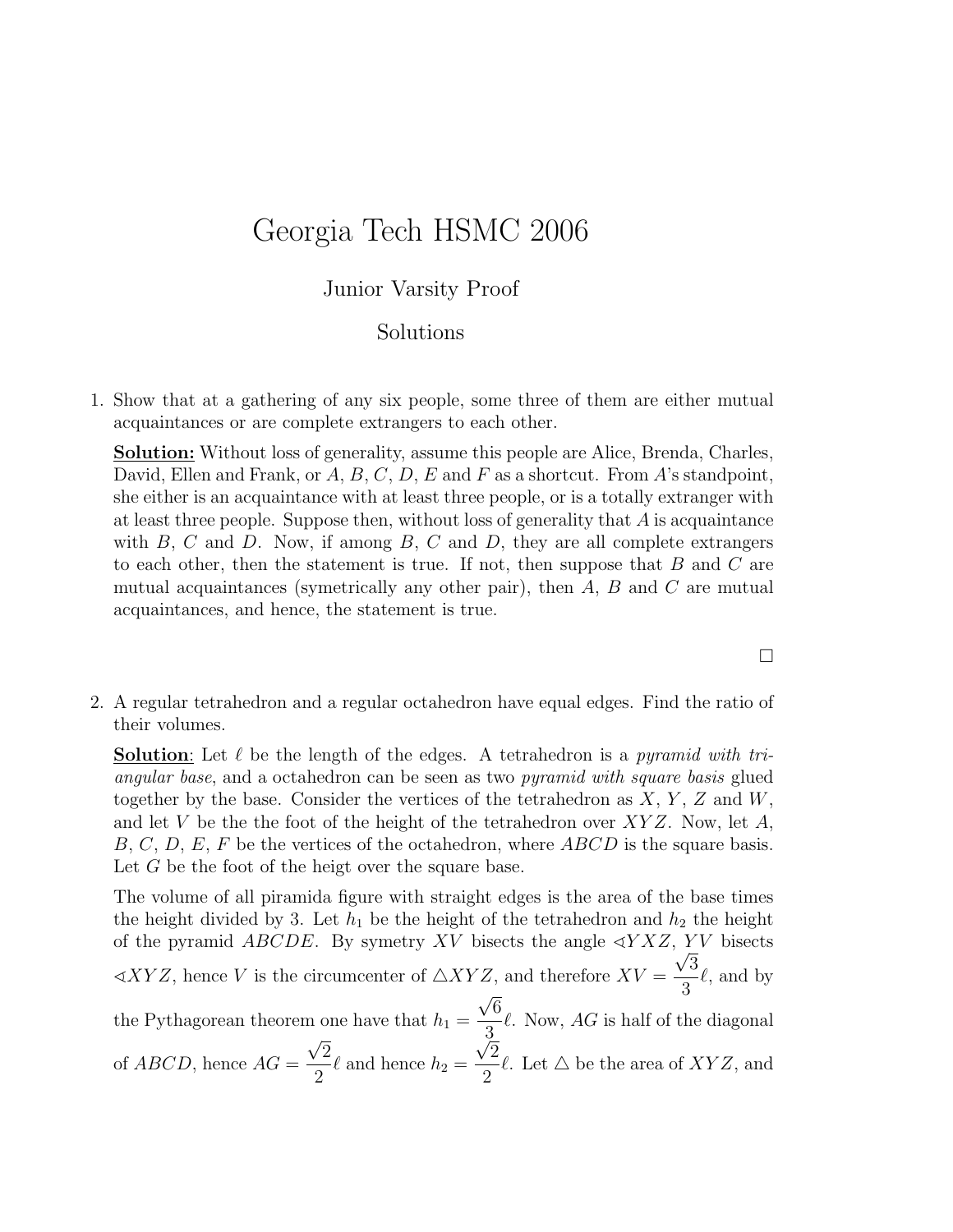# Georgia Tech HSMC 2006

## Junior Varsity Proof

## Solutions

1. Show that at a gathering of any six people, some three of them are either mutual acquaintances or are complete extrangers to each other.

   **Solution:** Without loss of generality, assume this people are Alice, Brenda, Charles, David, Ellen and Frank, or $A$, $B$, $C$, $D$, $E$ and $F$ as a shortcut. From $A$'s standpoint, she either is an acquaintance with at least three people, or is a totally extranger with at least three people. Suppose then, without loss of generality that $A$ is acquaintance with $B$, $C$ and $D$. Now, if among $B$, $C$ and $D$, they are all complete extrangers to each other, then the statement is true. If not, then suppose that $B$ and $C$ are mutual acquaintances (symetrically any other pair), then $A$, $B$ and $C$ are mutual acquaintances, and hence, the statement is true.

   □

2. A regular tetrahedron and a regular octahedron have equal edges. Find the ratio of their volumes.

   **Solution**: Let $\ell$ be the length of the edges. A tetrahedron is a *pyramid with triangular base*, and a octahedron can be seen as two *pyramid with square basis* glued together by the base. Consider the vertices of the tetrahedron as $X$, $Y$, $Z$ and $W$, and let $V$ be the the foot of the height of the tetrahedron over $XYZ$. Now, let $A$, $B$, $C$, $D$, $E$, $F$ be the vertices of the octahedron, where $ABCD$ is the square basis. Let $G$ be the foot of the heigt over the square base.

   The volume of all piramida figure with straight edges is the area of the base times the height divided by 3. Let $h_1$ be the height of the tetrahedron and $h_2$ the height of the pyramid $ABCDE$. By symetry $XV$ bisects the angle $\sphericalangle YXZ$, $YV$ bisects $\sphericalangle XYZ$, hence $V$ is the circumcenter of $\triangle XYZ$, and therefore $XV = \dfrac{\sqrt{3}}{3}\ell$, and by the Pythagorean theorem one have that $h_1 = \dfrac{\sqrt{6}}{3}\ell$. Now, $AG$ is half of the diagonal of $ABCD$, hence $AG = \dfrac{\sqrt{2}}{2}\ell$ and hence $h_2 = \dfrac{\sqrt{2}}{2}\ell$. Let $\triangle$ be the area of $XYZ$, and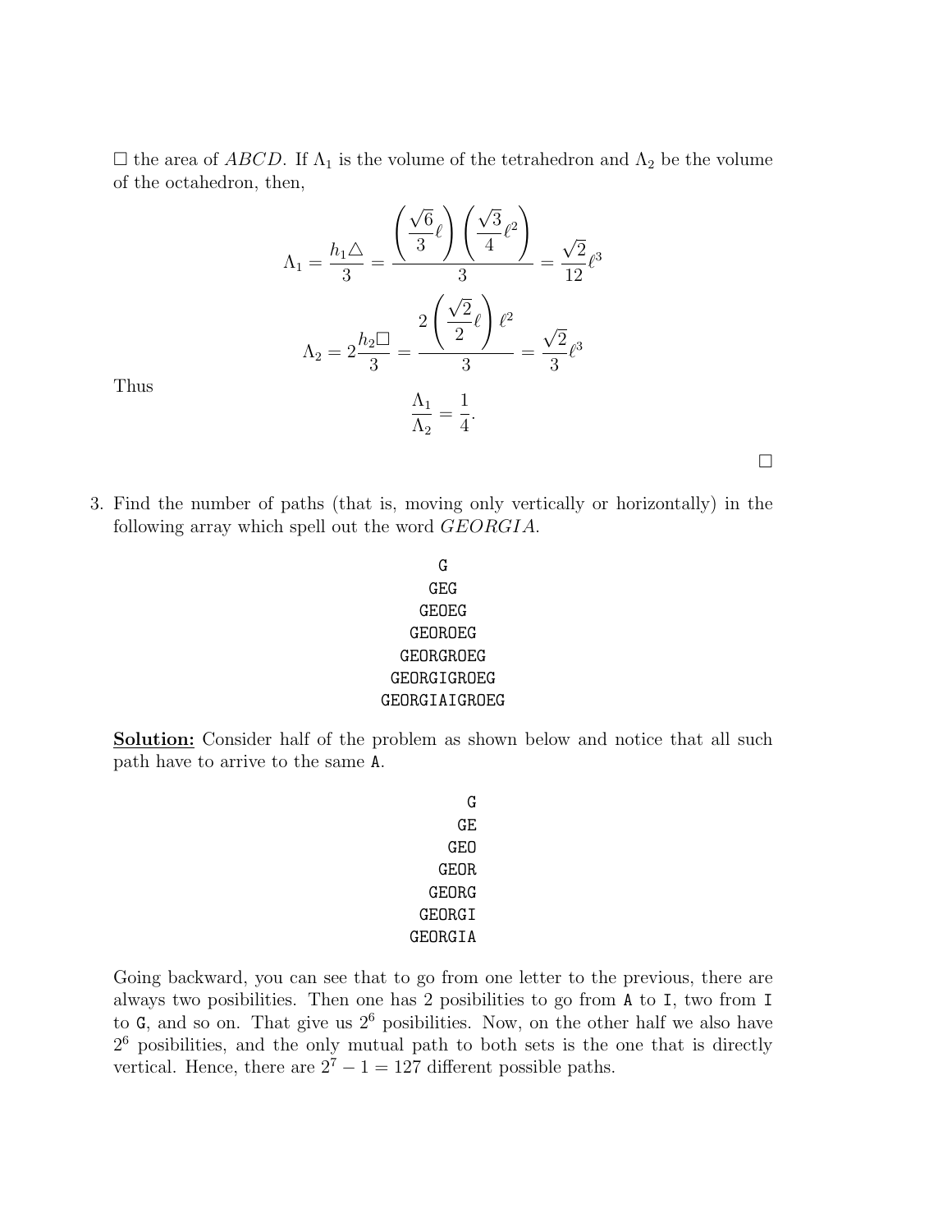$\square$ the area of $ABCD$. If $\Lambda_1$ is the volume of the tetrahedron and $\Lambda_2$ be the volume of the octahedron, then,

$$\Lambda_1 = \frac{h_1 \triangle}{3} = \frac{\left(\frac{\sqrt{6}}{3}\ell\right)\left(\frac{\sqrt{3}}{4}\ell^2\right)}{3} = \frac{\sqrt{2}}{12}\ell^3$$

$$\Lambda_2 = 2\frac{h_2 \square}{3} = \frac{2\left(\frac{\sqrt{2}}{2}\ell\right)\ell^2}{3} = \frac{\sqrt{2}}{3}\ell^3$$

Thus

$$\frac{\Lambda_1}{\Lambda_2} = \frac{1}{4}.$$

$\square$

3. Find the number of paths (that is, moving only vertically or horizontally) in the following array which spell out the word *GEORGIA*.

```
      G
     GEG
    GEOEG
   GEOROEG
  GEORGROEG
 GEORGIGROEG
GEORGIAIGROEG
```

**Solution:** Consider half of the problem as shown below and notice that all such path have to arrive to the same A.

```
      G
     GE
    GEO
   GEOR
  GEORG
 GEORGI
GEORGIA
```

Going backward, you can see that to go from one letter to the previous, there are always two posibilities. Then one has 2 posibilities to go from A to I, two from I to G, and so on. That give us $2^6$ posibilities. Now, on the other half we also have $2^6$ posibilities, and the only mutual path to both sets is the one that is directly vertical. Hence, there are $2^7 - 1 = 127$ different possible paths.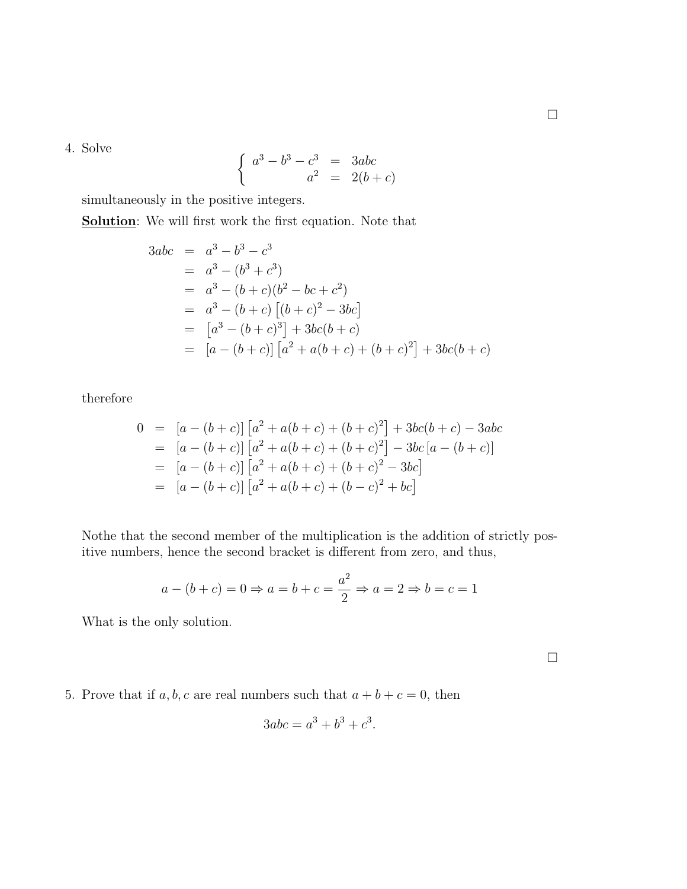$\square$

4. Solve

$$\begin{cases} a^3 - b^3 - c^3 & = & 3abc \\ a^2 & = & 2(b+c) \end{cases}$$

simultaneously in the positive integers.

**Solution**: We will first work the first equation. Note that

$$\begin{aligned}
3abc &= a^3 - b^3 - c^3 \\
&= a^3 - (b^3 + c^3) \\
&= a^3 - (b+c)(b^2 - bc + c^2) \\
&= a^3 - (b+c)\left[(b+c)^2 - 3bc\right] \\
&= \left[a^3 - (b+c)^3\right] + 3bc(b+c) \\
&= \left[a - (b+c)\right]\left[a^2 + a(b+c) + (b+c)^2\right] + 3bc(b+c)
\end{aligned}$$

therefore

$$\begin{aligned}
0 &= \left[a - (b+c)\right]\left[a^2 + a(b+c) + (b+c)^2\right] + 3bc(b+c) - 3abc \\
&= \left[a - (b+c)\right]\left[a^2 + a(b+c) + (b+c)^2\right] - 3bc\left[a - (b+c)\right] \\
&= \left[a - (b+c)\right]\left[a^2 + a(b+c) + (b+c)^2 - 3bc\right] \\
&= \left[a - (b+c)\right]\left[a^2 + a(b+c) + (b-c)^2 + bc\right]
\end{aligned}$$

Nothe that the second member of the multiplication is the addition of strictly positive numbers, hence the second bracket is different from zero, and thus,

$$a - (b+c) = 0 \Rightarrow a = b + c = \frac{a^2}{2} \Rightarrow a = 2 \Rightarrow b = c = 1$$

What is the only solution.

$\square$

5. Prove that if $a, b, c$ are real numbers such that $a + b + c = 0$, then

$$3abc = a^3 + b^3 + c^3.$$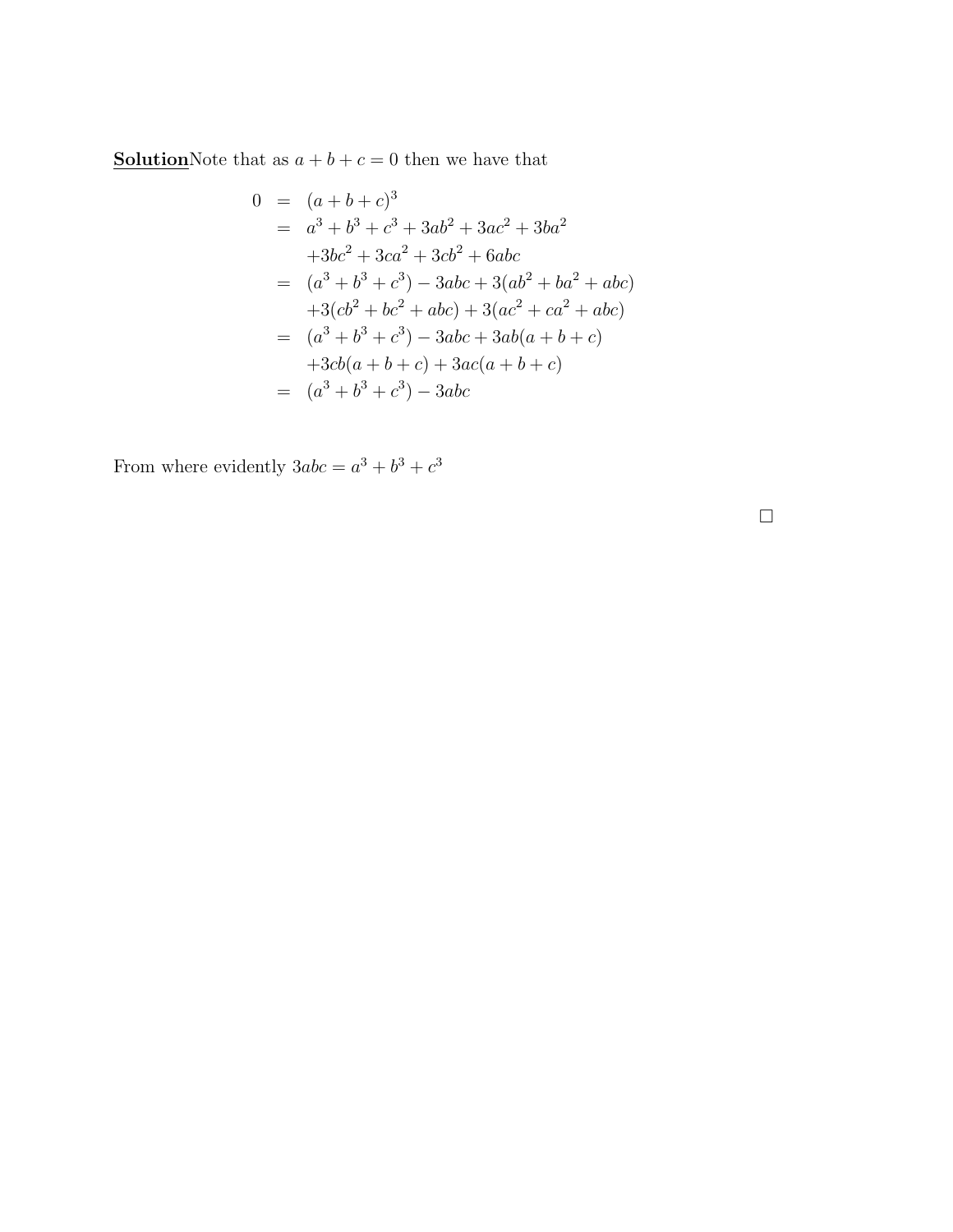**<u>Solution</u>**Note that as $a + b + c = 0$ then we have that

$$
\begin{aligned}
0 &= (a+b+c)^3 \\
&= a^3 + b^3 + c^3 + 3ab^2 + 3ac^2 + 3ba^2 \\
&\quad + 3bc^2 + 3ca^2 + 3cb^2 + 6abc \\
&= (a^3 + b^3 + c^3) - 3abc + 3(ab^2 + ba^2 + abc) \\
&\quad + 3(cb^2 + bc^2 + abc) + 3(ac^2 + ca^2 + abc) \\
&= (a^3 + b^3 + c^3) - 3abc + 3ab(a+b+c) \\
&\quad + 3cb(a+b+c) + 3ac(a+b+c) \\
&= (a^3 + b^3 + c^3) - 3abc
\end{aligned}
$$

From where evidently $3abc = a^3 + b^3 + c^3$

$\square$